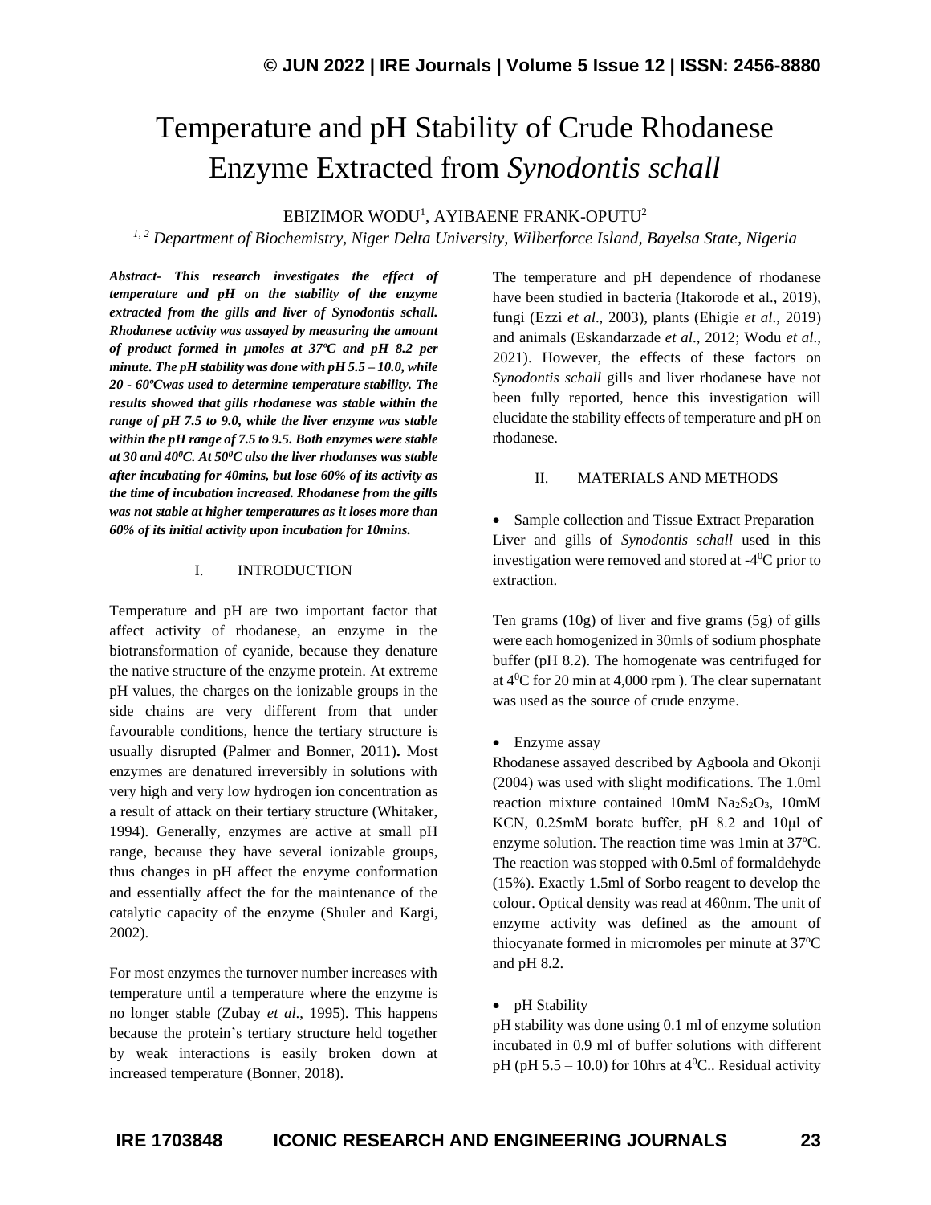# Temperature and pH Stability of Crude Rhodanese Enzyme Extracted from *Synodontis schall*

EBIZIMOR WODU[1], AYIBAENE FRANK-OPUTU[2]

*[1, 2] Department of Biochemistry, Niger Delta University, Wilberforce Island, Bayelsa State, Nigeria*

***Abstract-** This research investigates the effect of temperature and pH on the stability of the enzyme extracted from the gills and liver of Synodontis schall. Rhodanese activity was assayed by measuring the amount of product formed in µmoles at 37ºC and pH 8.2 per minute. The pH stability was done with pH 5.5 – 10.0, while 20 - 60ºCwas used to determine temperature stability. The results showed that gills rhodanese was stable within the range of pH 7.5 to 9.0, while the liver enzyme was stable within the pH range of 7.5 to 9.5. Both enzymes were stable at 30 and 40$^0$C. At 50$^0$C also the liver rhodanses was stable after incubating for 40mins, but lose 60% of its activity as the time of incubation increased. Rhodanese from the gills was not stable at higher temperatures as it loses more than 60% of its initial activity upon incubation for 10mins.*

## I. INTRODUCTION

Temperature and pH are two important factor that affect activity of rhodanese, an enzyme in the biotransformation of cyanide, because they denature the native structure of the enzyme protein. At extreme pH values, the charges on the ionizable groups in the side chains are very different from that under favourable conditions, hence the tertiary structure is usually disrupted **(**Palmer and Bonner, 2011)**.** Most enzymes are denatured irreversibly in solutions with very high and very low hydrogen ion concentration as a result of attack on their tertiary structure (Whitaker, 1994). Generally, enzymes are active at small pH range, because they have several ionizable groups, thus changes in pH affect the enzyme conformation and essentially affect the for the maintenance of the catalytic capacity of the enzyme (Shuler and Kargi, 2002).

For most enzymes the turnover number increases with temperature until a temperature where the enzyme is no longer stable (Zubay *et al*., 1995). This happens because the protein's tertiary structure held together by weak interactions is easily broken down at increased temperature (Bonner, 2018).

The temperature and pH dependence of rhodanese have been studied in bacteria (Itakorode et al., 2019), fungi (Ezzi *et al*., 2003), plants (Ehigie *et al*., 2019) and animals (Eskandarzade *et al*., 2012; Wodu *et al*., 2021). However, the effects of these factors on *Synodontis schall* gills and liver rhodanese have not been fully reported, hence this investigation will elucidate the stability effects of temperature and pH on rhodanese.

## II. MATERIALS AND METHODS

- Sample collection and Tissue Extract Preparation

Liver and gills of *Synodontis schall* used in this investigation were removed and stored at -4$^0$C prior to extraction.

Ten grams (10g) of liver and five grams (5g) of gills were each homogenized in 30mls of sodium phosphate buffer (pH 8.2). The homogenate was centrifuged for at 4$^0$C for 20 min at 4,000 rpm ). The clear supernatant was used as the source of crude enzyme.

- Enzyme assay

Rhodanese assayed described by Agboola and Okonji (2004) was used with slight modifications. The 1.0ml reaction mixture contained 10mM $Na_2S_2O_3$, 10mM KCN, 0.25mM borate buffer, pH 8.2 and 10µl of enzyme solution. The reaction time was 1min at 37ºC. The reaction was stopped with 0.5ml of formaldehyde (15%). Exactly 1.5ml of Sorbo reagent to develop the colour. Optical density was read at 460nm. The unit of enzyme activity was defined as the amount of thiocyanate formed in micromoles per minute at 37ºC and pH 8.2.

- pH Stability

pH stability was done using 0.1 ml of enzyme solution incubated in 0.9 ml of buffer solutions with different pH (pH 5.5 – 10.0) for 10hrs at 4$^0$C.. Residual activity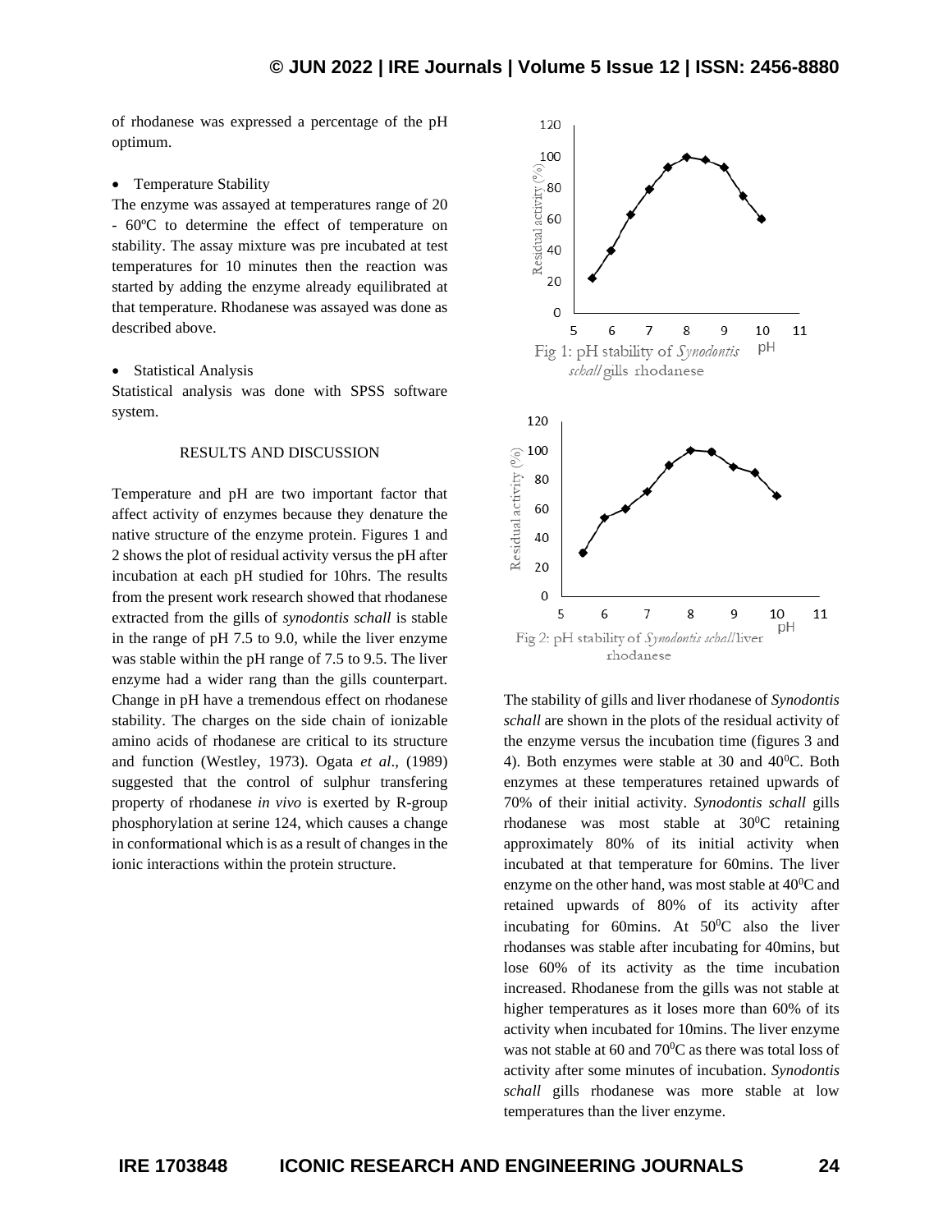of rhodanese was expressed a percentage of the pH optimum.

- Temperature Stability

The enzyme was assayed at temperatures range of 20 - 60ºC to determine the effect of temperature on stability. The assay mixture was pre incubated at test temperatures for 10 minutes then the reaction was started by adding the enzyme already equilibrated at that temperature. Rhodanese was assayed was done as described above.

- Statistical Analysis

Statistical analysis was done with SPSS software system.

## RESULTS AND DISCUSSION

Temperature and pH are two important factor that affect activity of enzymes because they denature the native structure of the enzyme protein. Figures 1 and 2 shows the plot of residual activity versus the pH after incubation at each pH studied for 10hrs. The results from the present work research showed that rhodanese extracted from the gills of *synodontis schall* is stable in the range of pH 7.5 to 9.0, while the liver enzyme was stable within the pH range of 7.5 to 9.5. The liver enzyme had a wider rang than the gills counterpart. Change in pH have a tremendous effect on rhodanese stability. The charges on the side chain of ionizable amino acids of rhodanese are critical to its structure and function (Westley, 1973). Ogata *et al*., (1989) suggested that the control of sulphur transfering property of rhodanese *in vivo* is exerted by R-group phosphorylation at serine 124, which causes a change in conformational which is as a result of changes in the ionic interactions within the protein structure.

Fig 1: pH stability of *Synodontis schall* gills rhodanese

Fig 2: pH stability of *Synodontis schall* liver rhodanese

The stability of gills and liver rhodanese of *Synodontis schall* are shown in the plots of the residual activity of the enzyme versus the incubation time (figures 3 and 4). Both enzymes were stable at 30 and 40$^{0}$C. Both enzymes at these temperatures retained upwards of 70% of their initial activity. *Synodontis schall* gills rhodanese was most stable at 30$^{0}$C retaining approximately 80% of its initial activity when incubated at that temperature for 60mins. The liver enzyme on the other hand, was most stable at 40$^{0}$C and retained upwards of 80% of its activity after incubating for 60mins. At 50$^{0}$C also the liver rhodanses was stable after incubating for 40mins, but lose 60% of its activity as the time incubation increased. Rhodanese from the gills was not stable at higher temperatures as it loses more than 60% of its activity when incubated for 10mins. The liver enzyme was not stable at 60 and 70$^{0}$C as there was total loss of activity after some minutes of incubation. *Synodontis schall* gills rhodanese was more stable at low temperatures than the liver enzyme.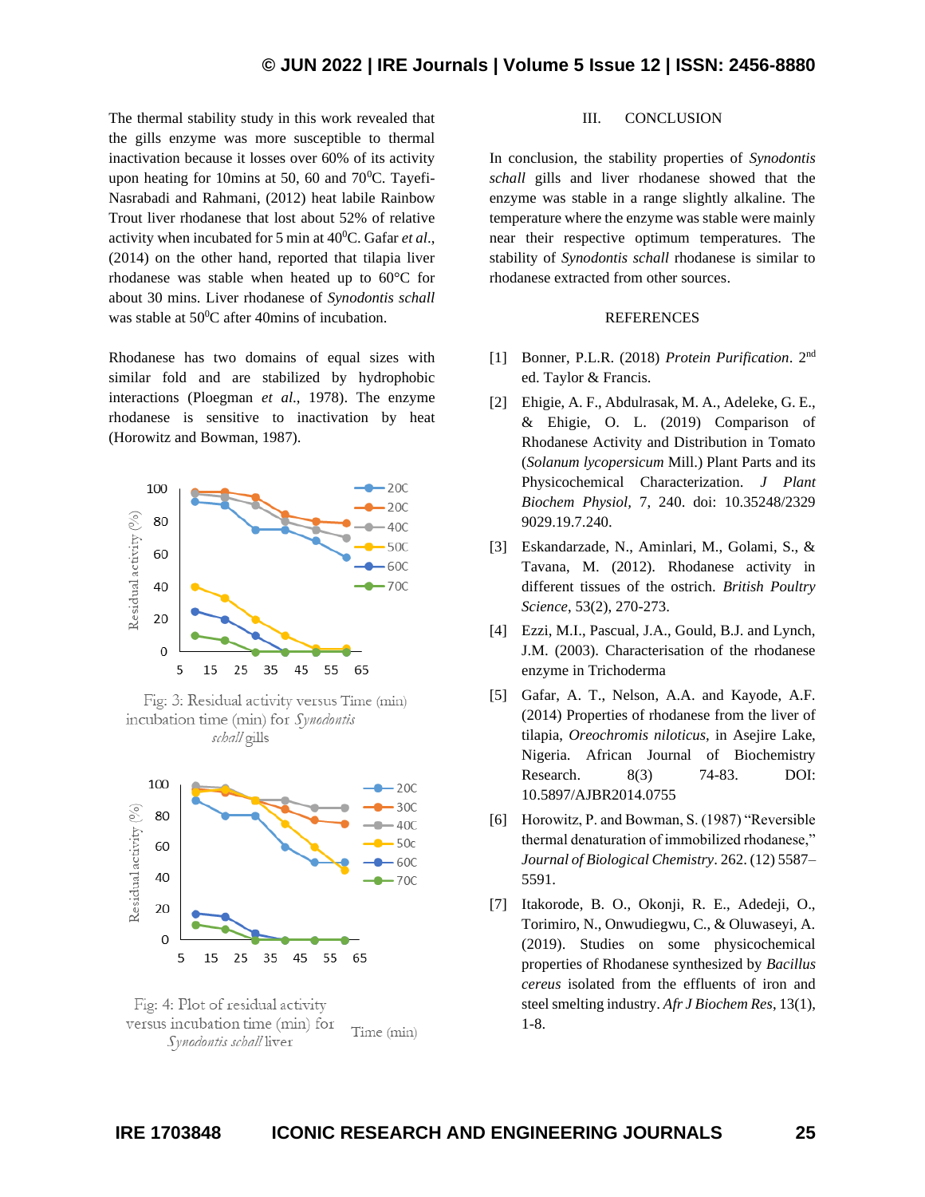The thermal stability study in this work revealed that the gills enzyme was more susceptible to thermal inactivation because it losses over 60% of its activity upon heating for 10mins at 50, 60 and 70$^0$C. Tayefi-Nasrabadi and Rahmani, (2012) heat labile Rainbow Trout liver rhodanese that lost about 52% of relative activity when incubated for 5 min at 40$^0$C. Gafar *et al*., (2014) on the other hand, reported that tilapia liver rhodanese was stable when heated up to 60°C for about 30 mins. Liver rhodanese of *Synodontis schall* was stable at 50$^0$C after 40mins of incubation.

Rhodanese has two domains of equal sizes with similar fold and are stabilized by hydrophobic interactions (Ploegman *et al*., 1978). The enzyme rhodanese is sensitive to inactivation by heat (Horowitz and Bowman, 1987).

Fig: 3: Residual activity versus Time (min) incubation time (min) for *Synodontis schall* gills

Fig: 4: Plot of residual activity versus incubation time (min) for *Synodontis schall* liver

## III. CONCLUSION

In conclusion, the stability properties of *Synodontis schall* gills and liver rhodanese showed that the enzyme was stable in a range slightly alkaline. The temperature where the enzyme was stable were mainly near their respective optimum temperatures. The stability of *Synodontis schall* rhodanese is similar to rhodanese extracted from other sources.

## REFERENCES

[1] Bonner, P.L.R. (2018) *Protein Purification*. 2nd ed. Taylor & Francis.

[2] Ehigie, A. F., Abdulrasak, M. A., Adeleke, G. E., & Ehigie, O. L. (2019) Comparison of Rhodanese Activity and Distribution in Tomato (*Solanum lycopersicum* Mill.) Plant Parts and its Physicochemical Characterization. *J Plant Biochem Physiol*, 7, 240. doi: 10.35248/2329 9029.19.7.240.

[3] Eskandarzade, N., Aminlari, M., Golami, S., & Tavana, M. (2012). Rhodanese activity in different tissues of the ostrich. *British Poultry Science*, 53(2), 270-273.

[4] Ezzi, M.I., Pascual, J.A., Gould, B.J. and Lynch, J.M. (2003). Characterisation of the rhodanese enzyme in Trichoderma

[5] Gafar, A. T., Nelson, A.A. and Kayode, A.F. (2014) Properties of rhodanese from the liver of tilapia, *Oreochromis niloticus*, in Asejire Lake, Nigeria. African Journal of Biochemistry Research. 8(3) 74-83. DOI: 10.5897/AJBR2014.0755

[6] Horowitz, P. and Bowman, S. (1987) "Reversible thermal denaturation of immobilized rhodanese," *Journal of Biological Chemistry*. 262. (12) 5587–5591.

[7] Itakorode, B. O., Okonji, R. E., Adedeji, O., Torimiro, N., Onwudiegwu, C., & Oluwaseyi, A. (2019). Studies on some physicochemical properties of Rhodanese synthesized by *Bacillus cereus* isolated from the effluents of iron and steel smelting industry. *Afr J Biochem Res*, 13(1), 1-8.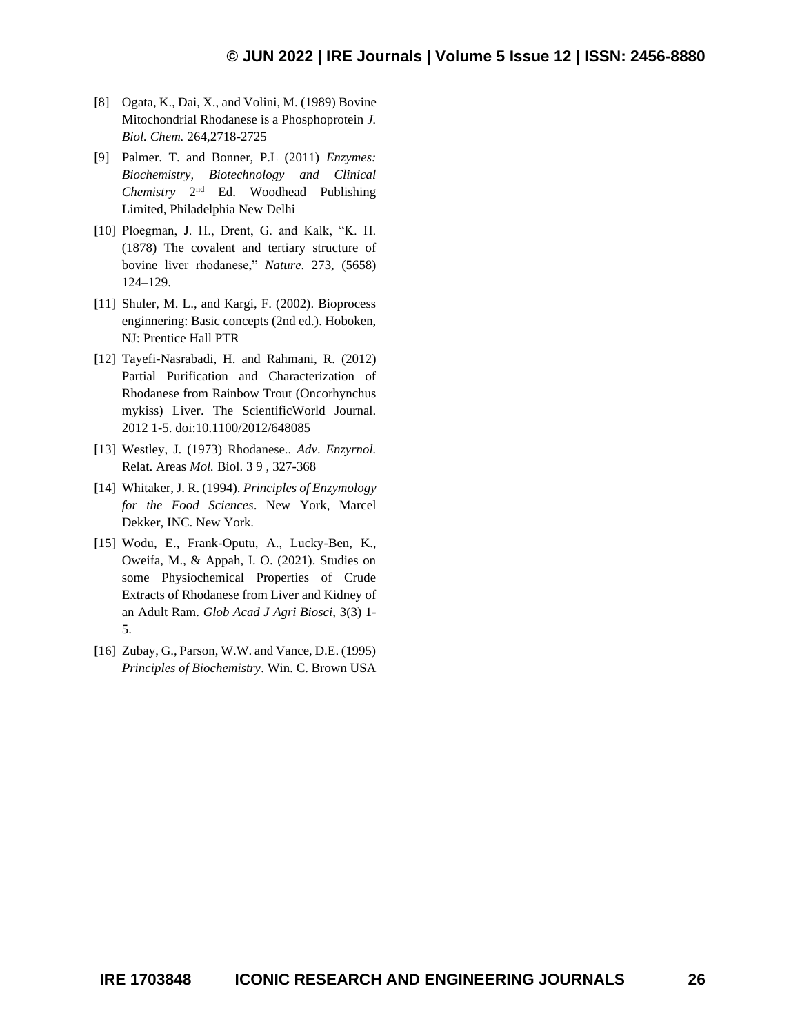[8] Ogata, K., Dai, X., and Volini, M. (1989) Bovine Mitochondrial Rhodanese is a Phosphoprotein *J. Biol. Chem.* 264,2718-2725

[9] Palmer. T. and Bonner, P.L (2011) *Enzymes: Biochemistry, Biotechnology and Clinical Chemistry* 2nd Ed. Woodhead Publishing Limited, Philadelphia New Delhi

[10] Ploegman, J. H., Drent, G. and Kalk, "K. H. (1878) The covalent and tertiary structure of bovine liver rhodanese," *Nature*. 273, (5658) 124–129.

[11] Shuler, M. L., and Kargi, F. (2002). Bioprocess enginnering: Basic concepts (2nd ed.). Hoboken, NJ: Prentice Hall PTR

[12] Tayefi-Nasrabadi, H. and Rahmani, R. (2012) Partial Purification and Characterization of Rhodanese from Rainbow Trout (Oncorhynchus mykiss) Liver. The ScientificWorld Journal. 2012 1-5. doi:10.1100/2012/648085

[13] Westley, J. (1973) Rhodanese.. *Adv. Enzyrnol.* Relat. Areas *Mol.* Biol. 3 9 , 327-368

[14] Whitaker, J. R. (1994). *Principles of Enzymology for the Food Sciences*. New York, Marcel Dekker, INC. New York.

[15] Wodu, E., Frank-Oputu, A., Lucky-Ben, K., Oweifa, M., & Appah, I. O. (2021). Studies on some Physiochemical Properties of Crude Extracts of Rhodanese from Liver and Kidney of an Adult Ram. *Glob Acad J Agri Biosci*, 3(3) 1-5.

[16] Zubay, G., Parson, W.W. and Vance, D.E. (1995) *Principles of Biochemistry*. Win. C. Brown USA